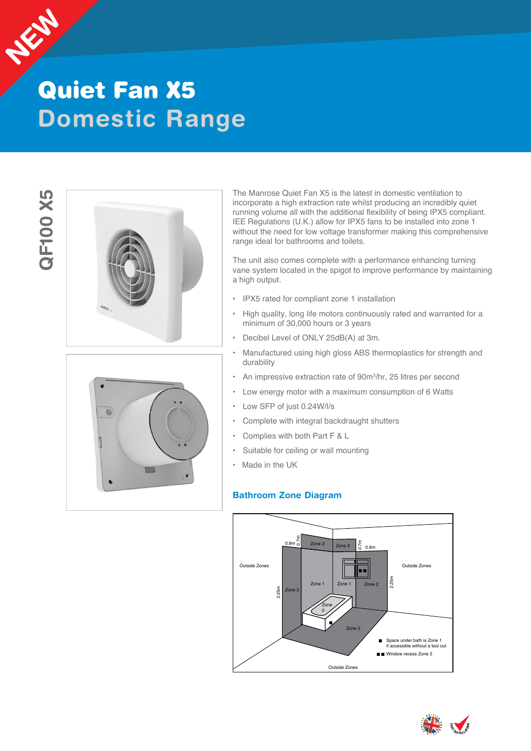NEW

# Quiet Fan X5
## Domestic Range

QF100 X5

The Manrose Quiet Fan X5 is the latest in domestic ventilation to incorporate a high extraction rate whilst producing an incredibly quiet running volume all with the additional flexibility of being IPX5 compliant. IEE Regulations (U.K.) allow for IPX5 fans to be installed into zone 1 without the need for low voltage transformer making this comprehensive range ideal for bathrooms and toilets.

The unit also comes complete with a performance enhancing turning vane system located in the spigot to improve performance by maintaining a high output.

- IPX5 rated for compliant zone 1 installation
- High quality, long life motors continuously rated and warranted for a minimum of 30,000 hours or 3 years
- Decibel Level of ONLY 25dB(A) at 3m.
- Manufactured using high gloss ABS thermoplastics for strength and durability
- An impressive extraction rate of 90m³/hr, 25 litres per second
- Low energy motor with a maximum consumption of 6 Watts
- Low SFP of just 0.24W/l/s
- Complete with integral backdraught shutters
- Complies with both Part F & L
- Suitable for ceiling or wall mounting
- Made in the UK

### Bathroom Zone Diagram

Outside Zones
0.6m 0.7m Zone 2 Zone 2 0.7m 0.6m
Outside Zones
2.25m Zone 2 Zone 1 Zone 1 Zone 2 2.25m
Zone 0
Zone 2
■ Space under bath is Zone 1 if accessible without a tool out
■■ Window recess Zone 2
Outside Zones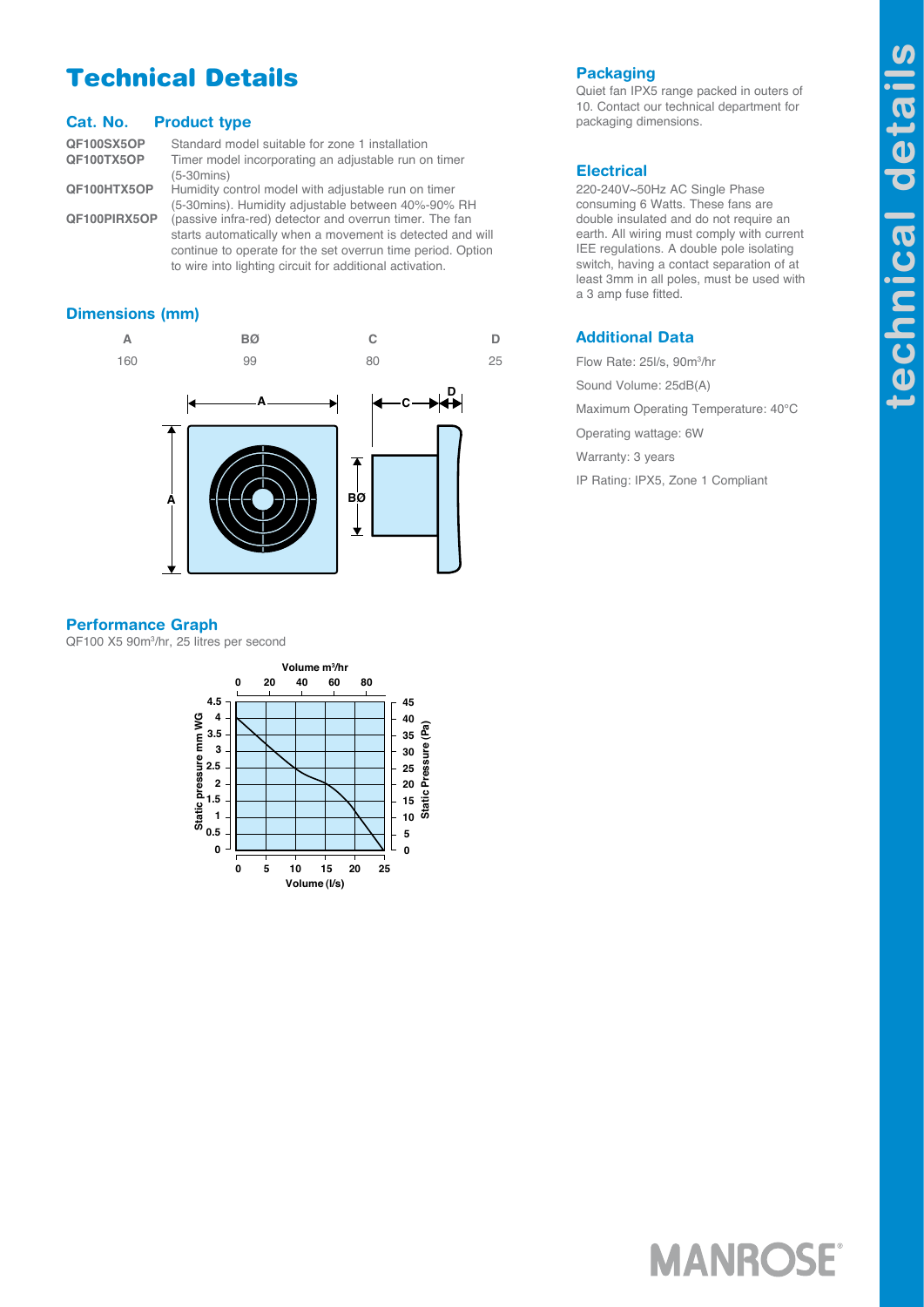# Technical Details

## Cat. No. Product type

| | |
|---|---|
| **QF100SX5OP** | Standard model suitable for zone 1 installation |
| **QF100TX5OP** | Timer model incorporating an adjustable run on timer (5-30mins) |
| **QF100HTX5OP** | Humidity control model with adjustable run on timer (5-30mins). Humidity adjustable between 40%-90% RH |
| **QF100PIRX5OP** | (passive infra-red) detector and overrun timer. The fan starts automatically when a movement is detected and will continue to operate for the set overrun time period. Option to wire into lighting circuit for additional activation. |

## Dimensions (mm)

| A | BØ | C | D |
|---|---|---|---|
| 160 | 99 | 80 | 25 |

A
A
BØ
C
D

## Performance Graph

QF100 X5 90m³/hr, 25 litres per second

Volume m³/hr
0 20 40 60 80
Static pressure mm WG
4.5 4 3.5 3 2.5 2 1.5 1 0.5 0
Static Pressure (Pa)
45 40 35 30 25 20 15 10 5 0
0 5 10 15 20 25
Volume (l/s)

## Packaging

Quiet fan IPX5 range packed in outers of 10. Contact our technical department for packaging dimensions.

## Electrical

220-240V~50Hz AC Single Phase consuming 6 Watts. These fans are double insulated and do not require an earth. All wiring must comply with current IEE regulations. A double pole isolating switch, having a contact separation of at least 3mm in all poles, must be used with a 3 amp fuse fitted.

## Additional Data

Flow Rate: 25l/s, 90m³/hr

Sound Volume: 25dB(A)

Maximum Operating Temperature: 40°C

Operating wattage: 6W

Warranty: 3 years

IP Rating: IPX5, Zone 1 Compliant

MANROSE®